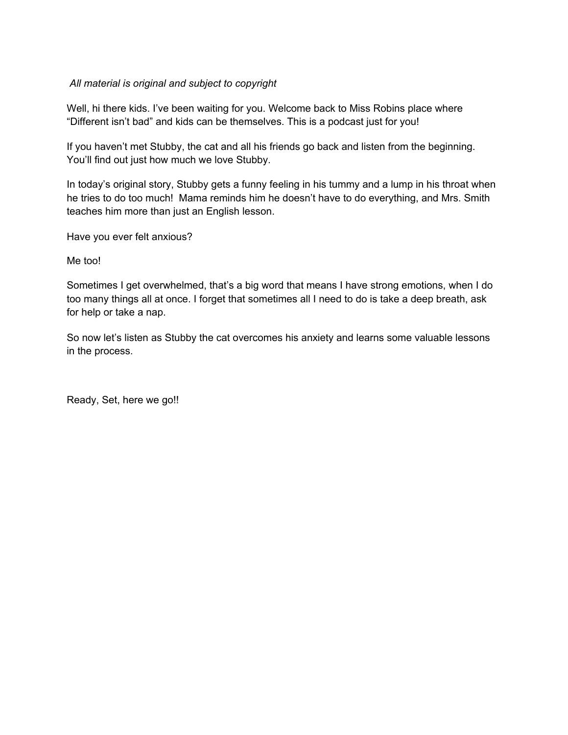*All material is original and subject to copyright*

Well, hi there kids. I've been waiting for you. Welcome back to Miss Robins place where "Different isn't bad" and kids can be themselves. This is a podcast just for you!

If you haven't met Stubby, the cat and all his friends go back and listen from the beginning. You'll find out just how much we love Stubby.

In today's original story, Stubby gets a funny feeling in his tummy and a lump in his throat when he tries to do too much! Mama reminds him he doesn't have to do everything, and Mrs. Smith teaches him more than just an English lesson.

Have you ever felt anxious?

Me too!

Sometimes I get overwhelmed, that's a big word that means I have strong emotions, when I do too many things all at once. I forget that sometimes all I need to do is take a deep breath, ask for help or take a nap.

So now let's listen as Stubby the cat overcomes his anxiety and learns some valuable lessons in the process.

Ready, Set, here we go!!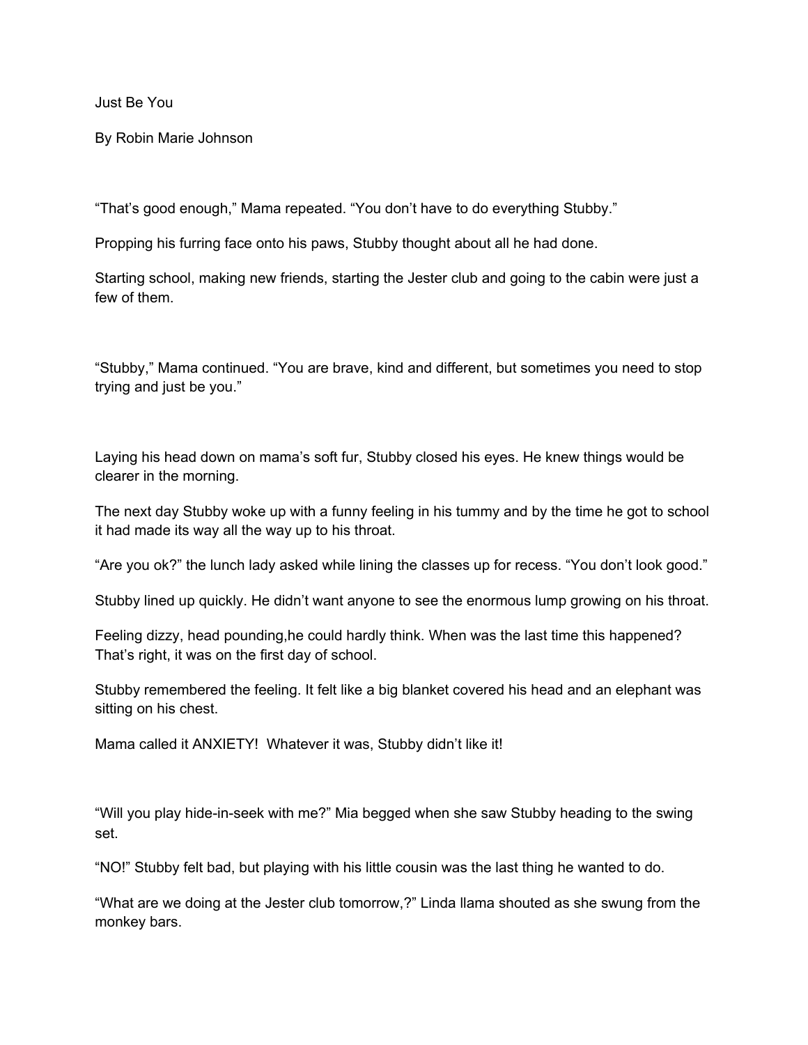Just Be You

By Robin Marie Johnson

"That's good enough," Mama repeated. "You don't have to do everything Stubby."

Propping his furring face onto his paws, Stubby thought about all he had done.

Starting school, making new friends, starting the Jester club and going to the cabin were just a few of them.

"Stubby," Mama continued. "You are brave, kind and different, but sometimes you need to stop trying and just be you."

Laying his head down on mama's soft fur, Stubby closed his eyes. He knew things would be clearer in the morning.

The next day Stubby woke up with a funny feeling in his tummy and by the time he got to school it had made its way all the way up to his throat.

"Are you ok?" the lunch lady asked while lining the classes up for recess. "You don't look good."

Stubby lined up quickly. He didn't want anyone to see the enormous lump growing on his throat.

Feeling dizzy, head pounding,he could hardly think. When was the last time this happened? That's right, it was on the first day of school.

Stubby remembered the feeling. It felt like a big blanket covered his head and an elephant was sitting on his chest.

Mama called it ANXIETY! Whatever it was, Stubby didn't like it!

"Will you play hide-in-seek with me?" Mia begged when she saw Stubby heading to the swing set.

"NO!" Stubby felt bad, but playing with his little cousin was the last thing he wanted to do.

"What are we doing at the Jester club tomorrow,?" Linda llama shouted as she swung from the monkey bars.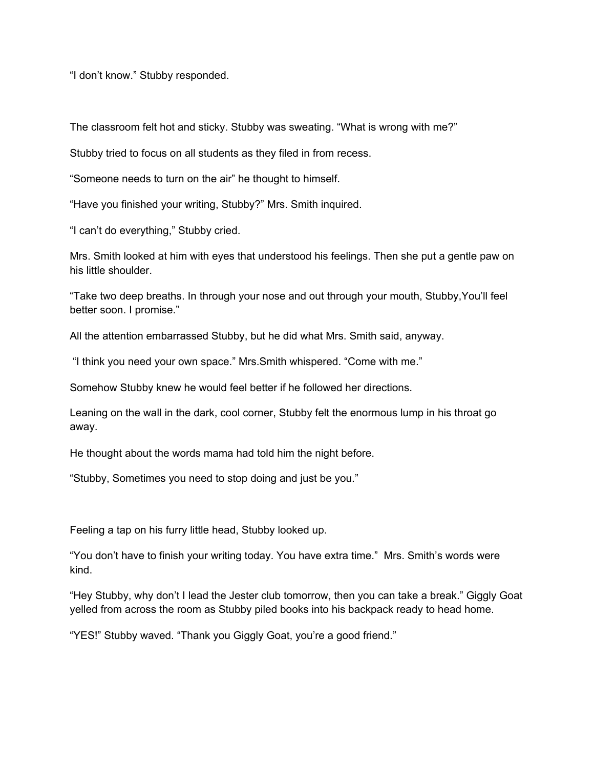"I don't know." Stubby responded.

The classroom felt hot and sticky. Stubby was sweating. "What is wrong with me?"

Stubby tried to focus on all students as they filed in from recess.

"Someone needs to turn on the air" he thought to himself.

"Have you finished your writing, Stubby?" Mrs. Smith inquired.

"I can't do everything," Stubby cried.

Mrs. Smith looked at him with eyes that understood his feelings. Then she put a gentle paw on his little shoulder.

"Take two deep breaths. In through your nose and out through your mouth, Stubby,You'll feel better soon. I promise."

All the attention embarrassed Stubby, but he did what Mrs. Smith said, anyway.

"I think you need your own space." Mrs.Smith whispered. "Come with me."

Somehow Stubby knew he would feel better if he followed her directions.

Leaning on the wall in the dark, cool corner, Stubby felt the enormous lump in his throat go away.

He thought about the words mama had told him the night before.

"Stubby, Sometimes you need to stop doing and just be you."

Feeling a tap on his furry little head, Stubby looked up.

"You don't have to finish your writing today. You have extra time." Mrs. Smith's words were kind.

"Hey Stubby, why don't I lead the Jester club tomorrow, then you can take a break." Giggly Goat yelled from across the room as Stubby piled books into his backpack ready to head home.

"YES!" Stubby waved. "Thank you Giggly Goat, you're a good friend."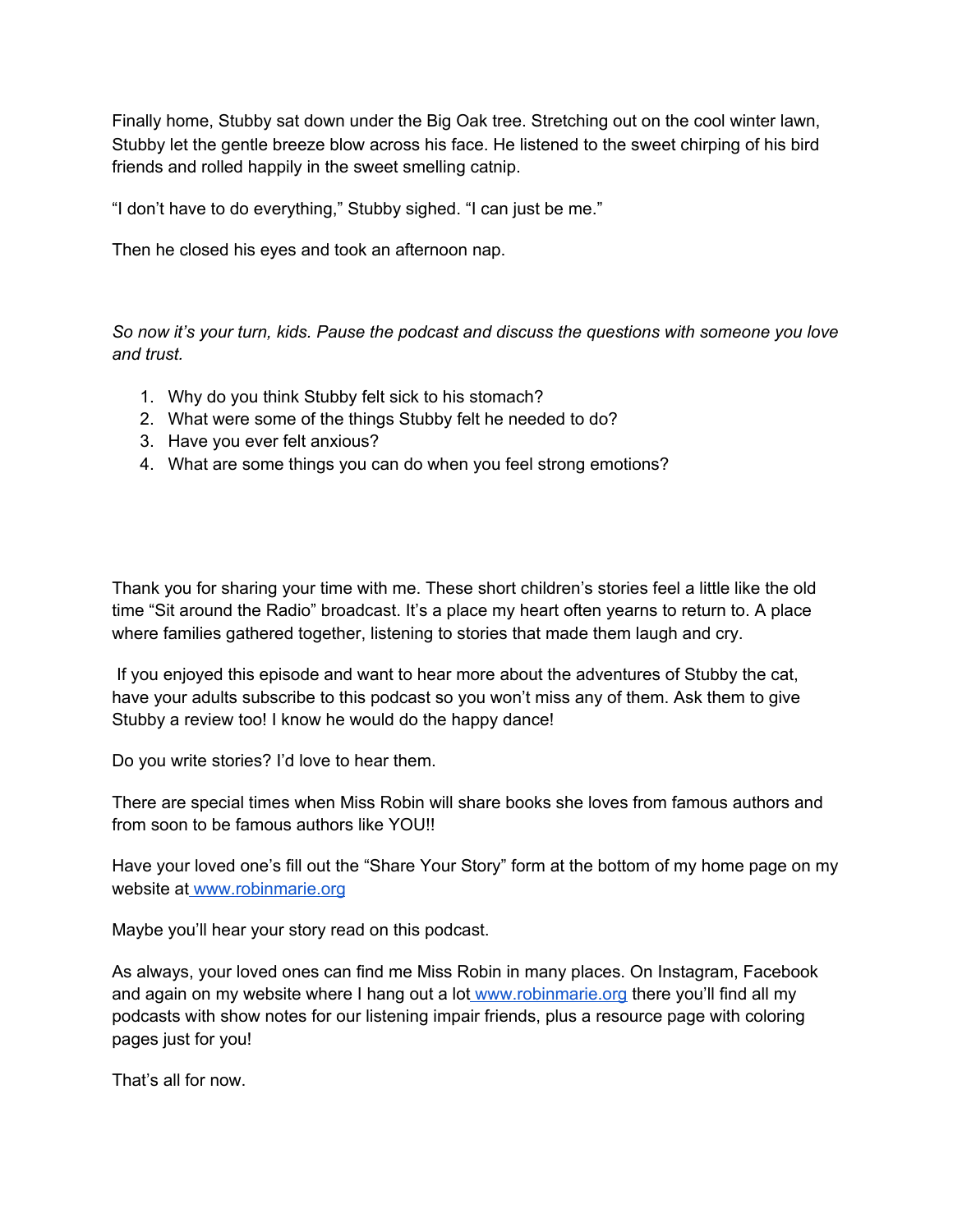Finally home, Stubby sat down under the Big Oak tree. Stretching out on the cool winter lawn, Stubby let the gentle breeze blow across his face. He listened to the sweet chirping of his bird friends and rolled happily in the sweet smelling catnip.

"I don't have to do everything," Stubby sighed. "I can just be me."

Then he closed his eyes and took an afternoon nap.

*So now it's your turn, kids. Pause the podcast and discuss the questions with someone you love and trust.*

1. Why do you think Stubby felt sick to his stomach?
2. What were some of the things Stubby felt he needed to do?
3. Have you ever felt anxious?
4. What are some things you can do when you feel strong emotions?

Thank you for sharing your time with me. These short children's stories feel a little like the old time "Sit around the Radio" broadcast. It's a place my heart often yearns to return to. A place where families gathered together, listening to stories that made them laugh and cry.

If you enjoyed this episode and want to hear more about the adventures of Stubby the cat, have your adults subscribe to this podcast so you won't miss any of them. Ask them to give Stubby a review too! I know he would do the happy dance!

Do you write stories? I'd love to hear them.

There are special times when Miss Robin will share books she loves from famous authors and from soon to be famous authors like YOU!!

Have your loved one's fill out the "Share Your Story" form at the bottom of my home page on my website at [www.robinmarie.org](http://www.robinmarie.org)

Maybe you'll hear your story read on this podcast.

As always, your loved ones can find me Miss Robin in many places. On Instagram, Facebook and again on my website where I hang out a lot [www.robinmarie.org](http://www.robinmarie.org) there you'll find all my podcasts with show notes for our listening impair friends, plus a resource page with coloring pages just for you!

That's all for now.